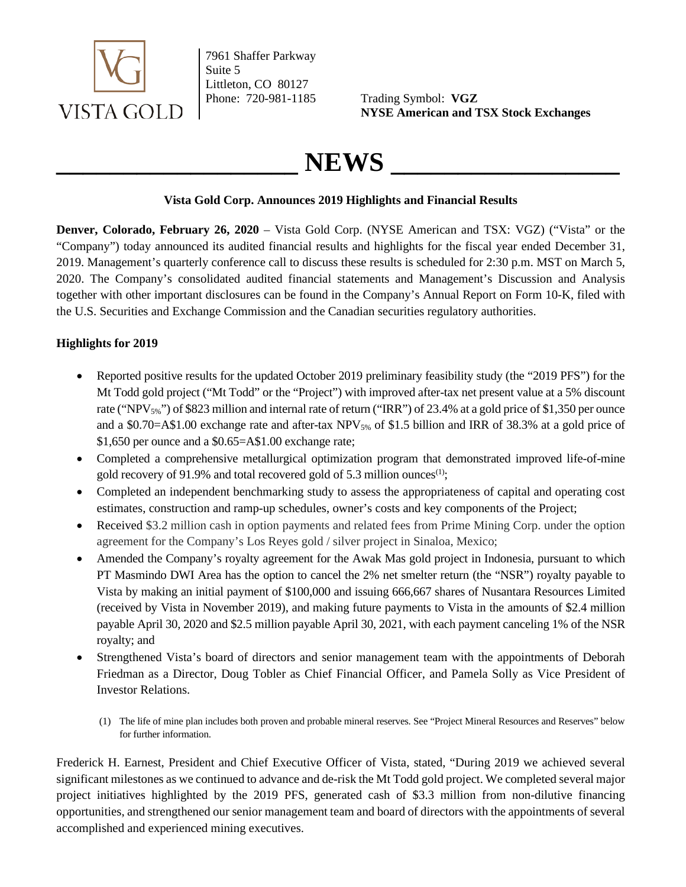VISTA GOLD

7961 Shaffer Parkway
Suite 5
Littleton, CO 80127
Phone: 720-981-1185

Trading Symbol: **VGZ**
**NYSE American and TSX Stock Exchanges**

# NEWS

**Vista Gold Corp. Announces 2019 Highlights and Financial Results**

**Denver, Colorado, February 26, 2020** – Vista Gold Corp. (NYSE American and TSX: VGZ) ("Vista" or the "Company") today announced its audited financial results and highlights for the fiscal year ended December 31, 2019. Management's quarterly conference call to discuss these results is scheduled for 2:30 p.m. MST on March 5, 2020. The Company's consolidated audited financial statements and Management's Discussion and Analysis together with other important disclosures can be found in the Company's Annual Report on Form 10-K, filed with the U.S. Securities and Exchange Commission and the Canadian securities regulatory authorities.

**Highlights for 2019**

- Reported positive results for the updated October 2019 preliminary feasibility study (the "2019 PFS") for the Mt Todd gold project ("Mt Todd" or the "Project") with improved after-tax net present value at a 5% discount rate ("$NPV_{5\%}$") of $823 million and internal rate of return ("IRR") of 23.4% at a gold price of $1,350 per ounce and a $0.70=A$1.00 exchange rate and after-tax $NPV_{5\%}$ of $1.5 billion and IRR of 38.3% at a gold price of $1,650 per ounce and a $0.65=A$1.00 exchange rate;
- Completed a comprehensive metallurgical optimization program that demonstrated improved life-of-mine gold recovery of 91.9% and total recovered gold of 5.3 million ounces[(1)];
- Completed an independent benchmarking study to assess the appropriateness of capital and operating cost estimates, construction and ramp-up schedules, owner's costs and key components of the Project;
- Received $3.2 million cash in option payments and related fees from Prime Mining Corp. under the option agreement for the Company's Los Reyes gold / silver project in Sinaloa, Mexico;
- Amended the Company's royalty agreement for the Awak Mas gold project in Indonesia, pursuant to which PT Masmindo DWI Area has the option to cancel the 2% net smelter return (the "NSR") royalty payable to Vista by making an initial payment of $100,000 and issuing 666,667 shares of Nusantara Resources Limited (received by Vista in November 2019), and making future payments to Vista in the amounts of $2.4 million payable April 30, 2020 and $2.5 million payable April 30, 2021, with each payment canceling 1% of the NSR royalty; and
- Strengthened Vista's board of directors and senior management team with the appointments of Deborah Friedman as a Director, Doug Tobler as Chief Financial Officer, and Pamela Solly as Vice President of Investor Relations.

(1) The life of mine plan includes both proven and probable mineral reserves. See "Project Mineral Resources and Reserves" below for further information.

Frederick H. Earnest, President and Chief Executive Officer of Vista, stated, "During 2019 we achieved several significant milestones as we continued to advance and de-risk the Mt Todd gold project. We completed several major project initiatives highlighted by the 2019 PFS, generated cash of $3.3 million from non-dilutive financing opportunities, and strengthened our senior management team and board of directors with the appointments of several accomplished and experienced mining executives.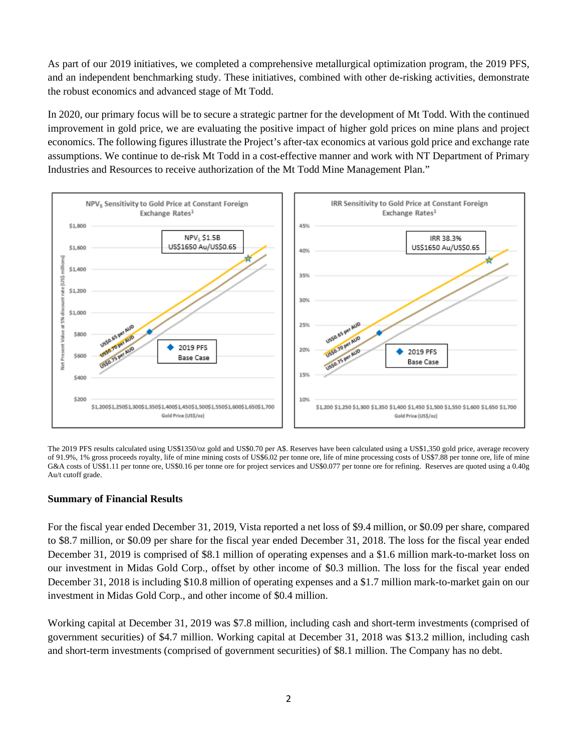As part of our 2019 initiatives, we completed a comprehensive metallurgical optimization program, the 2019 PFS, and an independent benchmarking study. These initiatives, combined with other de-risking activities, demonstrate the robust economics and advanced stage of Mt Todd.

In 2020, our primary focus will be to secure a strategic partner for the development of Mt Todd. With the continued improvement in gold price, we are evaluating the positive impact of higher gold prices on mine plans and project economics. The following figures illustrate the Project's after-tax economics at various gold price and exchange rate assumptions. We continue to de-risk Mt Todd in a cost-effective manner and work with NT Department of Primary Industries and Resources to receive authorization of the Mt Todd Mine Management Plan."

The 2019 PFS results calculated using US$1350/oz gold and US$0.70 per A$. Reserves have been calculated using a US$1,350 gold price, average recovery of 91.9%, 1% gross proceeds royalty, life of mine mining costs of US$6.02 per tonne ore, life of mine processing costs of US$7.88 per tonne ore, life of mine G&A costs of US$1.11 per tonne ore, US$0.16 per tonne ore for project services and US$0.077 per tonne ore for refining. Reserves are quoted using a 0.40g Au/t cutoff grade.

### Summary of Financial Results

For the fiscal year ended December 31, 2019, Vista reported a net loss of $9.4 million, or $0.09 per share, compared to $8.7 million, or $0.09 per share for the fiscal year ended December 31, 2018. The loss for the fiscal year ended December 31, 2019 is comprised of $8.1 million of operating expenses and a $1.6 million mark-to-market loss on our investment in Midas Gold Corp., offset by other income of $0.3 million. The loss for the fiscal year ended December 31, 2018 is including $10.8 million of operating expenses and a $1.7 million mark-to-market gain on our investment in Midas Gold Corp., and other income of $0.4 million.

Working capital at December 31, 2019 was $7.8 million, including cash and short-term investments (comprised of government securities) of $4.7 million. Working capital at December 31, 2018 was $13.2 million, including cash and short-term investments (comprised of government securities) of $8.1 million. The Company has no debt.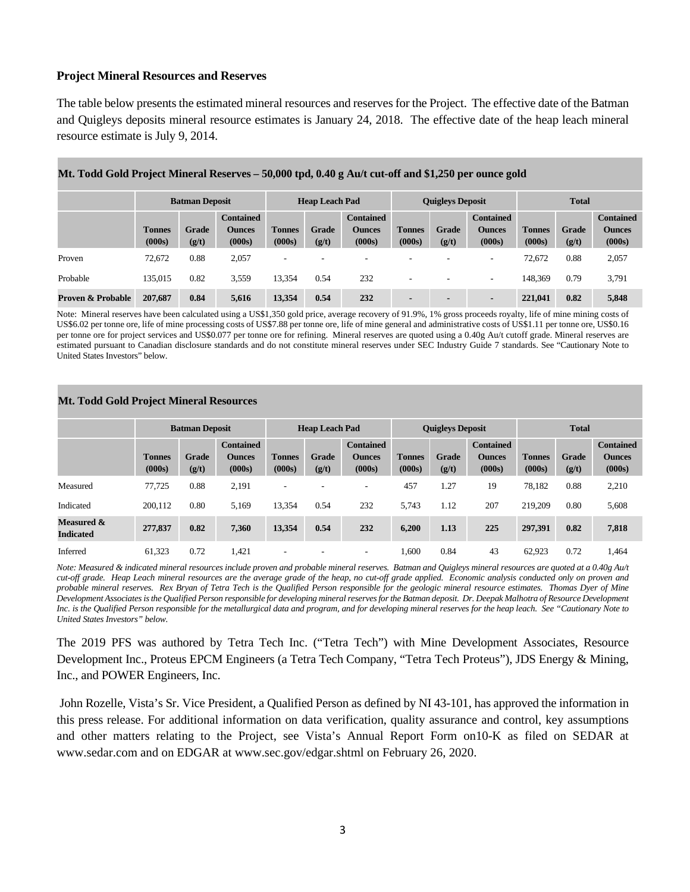**Project Mineral Resources and Reserves**

The table below presents the estimated mineral resources and reserves for the Project. The effective date of the Batman and Quigleys deposits mineral resource estimates is January 24, 2018. The effective date of the heap leach mineral resource estimate is July 9, 2014.

**Mt. Todd Gold Project Mineral Reserves – 50,000 tpd, 0.40 g Au/t cut-off and $1,250 per ounce gold**

| | Batman Deposit | | | Heap Leach Pad | | | Quigleys Deposit | | | Total | | |
|---|---|---|---|---|---|---|---|---|---|---|---|---|
| | Tonnes (000s) | Grade (g/t) | Contained Ounces (000s) | Tonnes (000s) | Grade (g/t) | Contained Ounces (000s) | Tonnes (000s) | Grade (g/t) | Contained Ounces (000s) | Tonnes (000s) | Grade (g/t) | Contained Ounces (000s) |
| Proven | 72,672 | 0.88 | 2,057 | - | - | - | - | - | - | 72,672 | 0.88 | 2,057 |
| Probable | 135,015 | 0.82 | 3,559 | 13,354 | 0.54 | 232 | - | - | - | 148,369 | 0.79 | 3,791 |
| **Proven & Probable** | **207,687** | **0.84** | **5,616** | **13,354** | **0.54** | **232** | **-** | **-** | **-** | **221,041** | **0.82** | **5,848** |

Note: Mineral reserves have been calculated using a US$1,350 gold price, average recovery of 91.9%, 1% gross proceeds royalty, life of mine mining costs of US$6.02 per tonne ore, life of mine processing costs of US$7.88 per tonne ore, life of mine general and administrative costs of US$1.11 per tonne ore, US$0.16 per tonne ore for project services and US$0.077 per tonne ore for refining. Mineral reserves are quoted using a 0.40g Au/t cutoff grade. Mineral reserves are estimated pursuant to Canadian disclosure standards and do not constitute mineral reserves under SEC Industry Guide 7 standards. See "Cautionary Note to United States Investors" below.

**Mt. Todd Gold Project Mineral Resources**

| | Batman Deposit | | | Heap Leach Pad | | | Quigleys Deposit | | | Total | | |
|---|---|---|---|---|---|---|---|---|---|---|---|---|
| | Tonnes (000s) | Grade (g/t) | Contained Ounces (000s) | Tonnes (000s) | Grade (g/t) | Contained Ounces (000s) | Tonnes (000s) | Grade (g/t) | Contained Ounces (000s) | Tonnes (000s) | Grade (g/t) | Contained Ounces (000s) |
| Measured | 77,725 | 0.88 | 2,191 | - | - | - | 457 | 1.27 | 19 | 78,182 | 0.88 | 2,210 |
| Indicated | 200,112 | 0.80 | 5,169 | 13,354 | 0.54 | 232 | 5,743 | 1.12 | 207 | 219,209 | 0.80 | 5,608 |
| **Measured & Indicated** | **277,837** | **0.82** | **7,360** | **13,354** | **0.54** | **232** | **6,200** | **1.13** | **225** | **297,391** | **0.82** | **7,818** |
| Inferred | 61,323 | 0.72 | 1,421 | - | - | - | 1,600 | 0.84 | 43 | 62,923 | 0.72 | 1,464 |

*Note: Measured & indicated mineral resources include proven and probable mineral reserves. Batman and Quigleys mineral resources are quoted at a 0.40g Au/t cut-off grade. Heap Leach mineral resources are the average grade of the heap, no cut-off grade applied. Economic analysis conducted only on proven and probable mineral reserves. Rex Bryan of Tetra Tech is the Qualified Person responsible for the geologic mineral resource estimates. Thomas Dyer of Mine Development Associates is the Qualified Person responsible for developing mineral reserves for the Batman deposit. Dr. Deepak Malhotra of Resource Development Inc. is the Qualified Person responsible for the metallurgical data and program, and for developing mineral reserves for the heap leach. See "Cautionary Note to United States Investors" below.*

The 2019 PFS was authored by Tetra Tech Inc. ("Tetra Tech") with Mine Development Associates, Resource Development Inc., Proteus EPCM Engineers (a Tetra Tech Company, "Tetra Tech Proteus"), JDS Energy & Mining, Inc., and POWER Engineers, Inc.

John Rozelle, Vista's Sr. Vice President, a Qualified Person as defined by NI 43-101, has approved the information in this press release. For additional information on data verification, quality assurance and control, key assumptions and other matters relating to the Project, see Vista's Annual Report Form on10-K as filed on SEDAR at www.sedar.com and on EDGAR at www.sec.gov/edgar.shtml on February 26, 2020.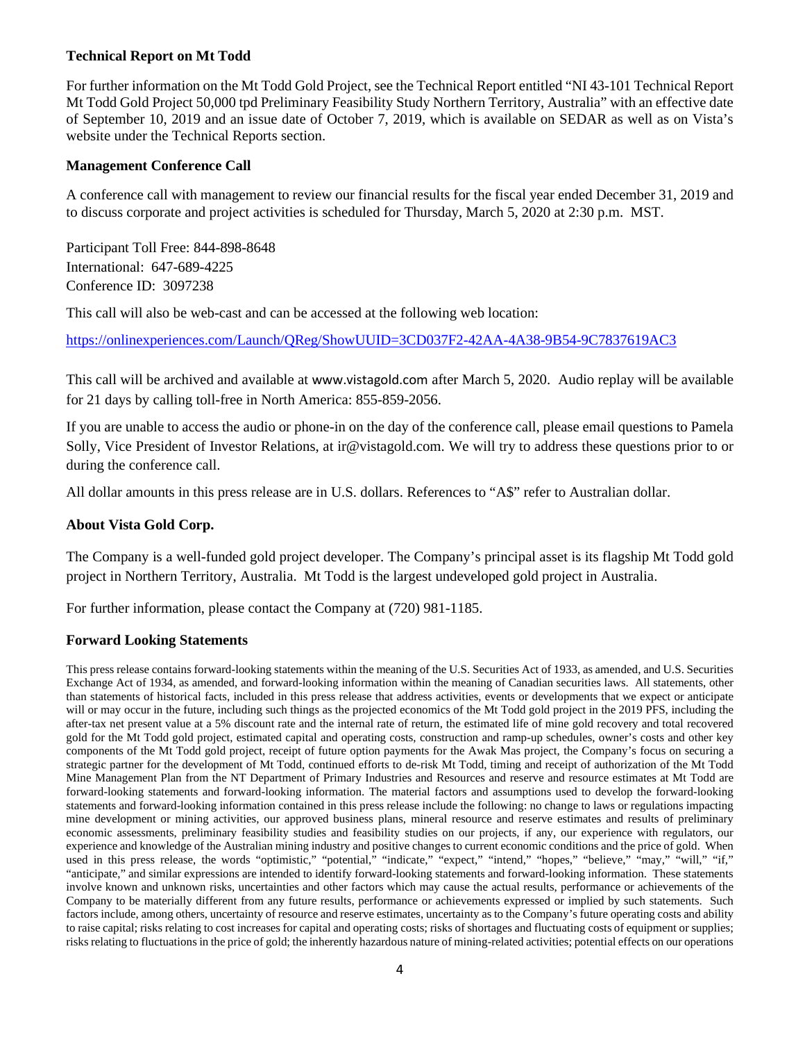**Technical Report on Mt Todd**

For further information on the Mt Todd Gold Project, see the Technical Report entitled "NI 43-101 Technical Report Mt Todd Gold Project 50,000 tpd Preliminary Feasibility Study Northern Territory, Australia" with an effective date of September 10, 2019 and an issue date of October 7, 2019, which is available on SEDAR as well as on Vista's website under the Technical Reports section.

**Management Conference Call**

A conference call with management to review our financial results for the fiscal year ended December 31, 2019 and to discuss corporate and project activities is scheduled for Thursday, March 5, 2020 at 2:30 p.m. MST.

Participant Toll Free: 844-898-8648
International: 647-689-4225
Conference ID: 3097238

This call will also be web-cast and can be accessed at the following web location:

https://onlinexperiences.com/Launch/QReg/ShowUUID=3CD037F2-42AA-4A38-9B54-9C7837619AC3

This call will be archived and available at www.vistagold.com after March 5, 2020. Audio replay will be available for 21 days by calling toll-free in North America: 855-859-2056.

If you are unable to access the audio or phone-in on the day of the conference call, please email questions to Pamela Solly, Vice President of Investor Relations, at ir@vistagold.com. We will try to address these questions prior to or during the conference call.

All dollar amounts in this press release are in U.S. dollars. References to "A$" refer to Australian dollar.

**About Vista Gold Corp.**

The Company is a well-funded gold project developer. The Company's principal asset is its flagship Mt Todd gold project in Northern Territory, Australia. Mt Todd is the largest undeveloped gold project in Australia.

For further information, please contact the Company at (720) 981-1185.

**Forward Looking Statements**

This press release contains forward-looking statements within the meaning of the U.S. Securities Act of 1933, as amended, and U.S. Securities Exchange Act of 1934, as amended, and forward-looking information within the meaning of Canadian securities laws. All statements, other than statements of historical facts, included in this press release that address activities, events or developments that we expect or anticipate will or may occur in the future, including such things as the projected economics of the Mt Todd gold project in the 2019 PFS, including the after-tax net present value at a 5% discount rate and the internal rate of return, the estimated life of mine gold recovery and total recovered gold for the Mt Todd gold project, estimated capital and operating costs, construction and ramp-up schedules, owner's costs and other key components of the Mt Todd gold project, receipt of future option payments for the Awak Mas project, the Company's focus on securing a strategic partner for the development of Mt Todd, continued efforts to de-risk Mt Todd, timing and receipt of authorization of the Mt Todd Mine Management Plan from the NT Department of Primary Industries and Resources and reserve and resource estimates at Mt Todd are forward-looking statements and forward-looking information. The material factors and assumptions used to develop the forward-looking statements and forward-looking information contained in this press release include the following: no change to laws or regulations impacting mine development or mining activities, our approved business plans, mineral resource and reserve estimates and results of preliminary economic assessments, preliminary feasibility studies and feasibility studies on our projects, if any, our experience with regulators, our experience and knowledge of the Australian mining industry and positive changes to current economic conditions and the price of gold. When used in this press release, the words "optimistic," "potential," "indicate," "expect," "intend," "hopes," "believe," "may," "will," "if," "anticipate," and similar expressions are intended to identify forward-looking statements and forward-looking information. These statements involve known and unknown risks, uncertainties and other factors which may cause the actual results, performance or achievements of the Company to be materially different from any future results, performance or achievements expressed or implied by such statements. Such factors include, among others, uncertainty of resource and reserve estimates, uncertainty as to the Company's future operating costs and ability to raise capital; risks relating to cost increases for capital and operating costs; risks of shortages and fluctuating costs of equipment or supplies; risks relating to fluctuations in the price of gold; the inherently hazardous nature of mining-related activities; potential effects on our operations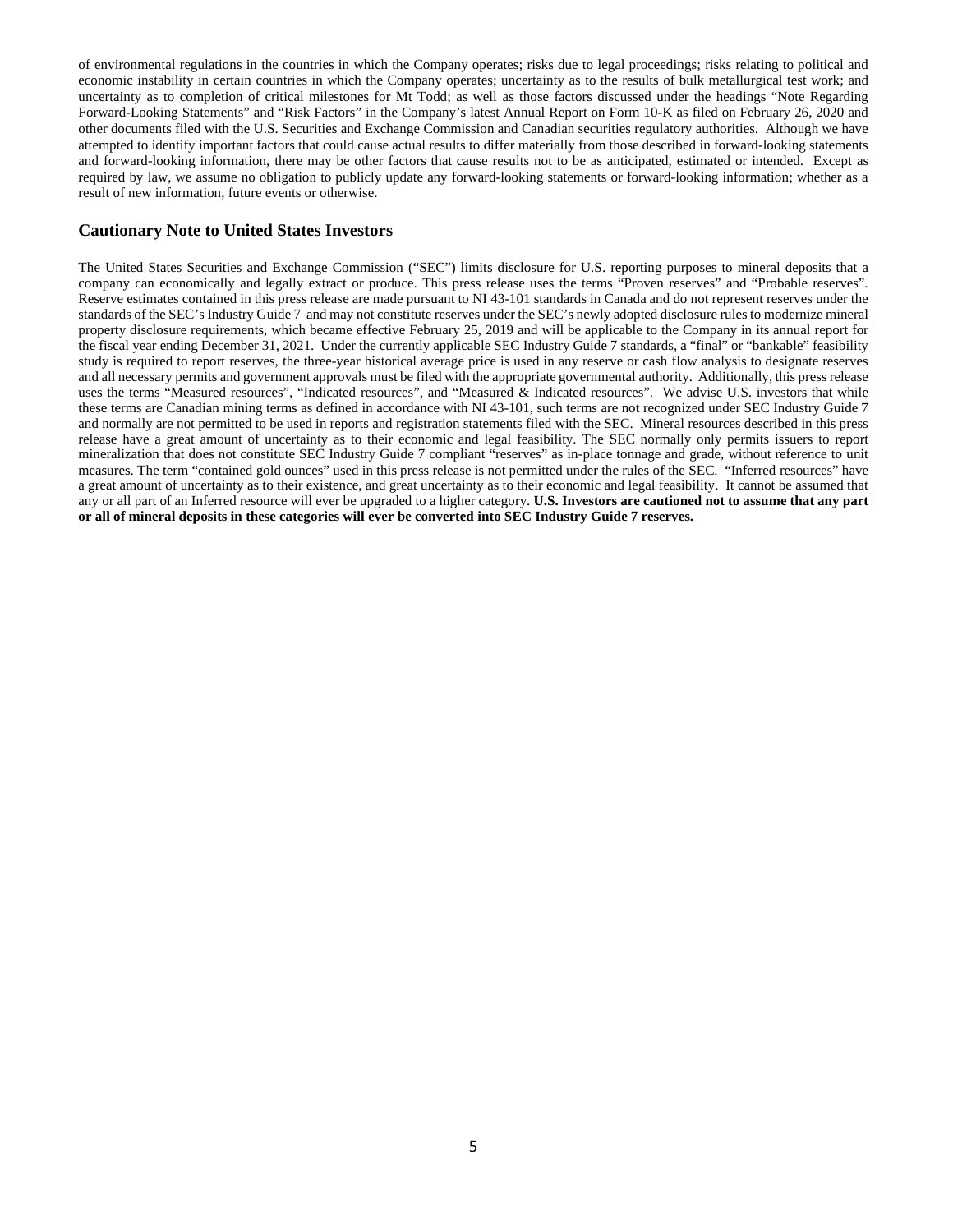of environmental regulations in the countries in which the Company operates; risks due to legal proceedings; risks relating to political and economic instability in certain countries in which the Company operates; uncertainty as to the results of bulk metallurgical test work; and uncertainty as to completion of critical milestones for Mt Todd; as well as those factors discussed under the headings "Note Regarding Forward-Looking Statements" and "Risk Factors" in the Company's latest Annual Report on Form 10-K as filed on February 26, 2020 and other documents filed with the U.S. Securities and Exchange Commission and Canadian securities regulatory authorities. Although we have attempted to identify important factors that could cause actual results to differ materially from those described in forward-looking statements and forward-looking information, there may be other factors that cause results not to be as anticipated, estimated or intended. Except as required by law, we assume no obligation to publicly update any forward-looking statements or forward-looking information; whether as a result of new information, future events or otherwise.

## Cautionary Note to United States Investors

The United States Securities and Exchange Commission ("SEC") limits disclosure for U.S. reporting purposes to mineral deposits that a company can economically and legally extract or produce. This press release uses the terms "Proven reserves" and "Probable reserves". Reserve estimates contained in this press release are made pursuant to NI 43-101 standards in Canada and do not represent reserves under the standards of the SEC's Industry Guide 7 and may not constitute reserves under the SEC's newly adopted disclosure rules to modernize mineral property disclosure requirements, which became effective February 25, 2019 and will be applicable to the Company in its annual report for the fiscal year ending December 31, 2021. Under the currently applicable SEC Industry Guide 7 standards, a "final" or "bankable" feasibility study is required to report reserves, the three-year historical average price is used in any reserve or cash flow analysis to designate reserves and all necessary permits and government approvals must be filed with the appropriate governmental authority. Additionally, this press release uses the terms "Measured resources", "Indicated resources", and "Measured & Indicated resources". We advise U.S. investors that while these terms are Canadian mining terms as defined in accordance with NI 43-101, such terms are not recognized under SEC Industry Guide 7 and normally are not permitted to be used in reports and registration statements filed with the SEC. Mineral resources described in this press release have a great amount of uncertainty as to their economic and legal feasibility. The SEC normally only permits issuers to report mineralization that does not constitute SEC Industry Guide 7 compliant "reserves" as in-place tonnage and grade, without reference to unit measures. The term "contained gold ounces" used in this press release is not permitted under the rules of the SEC. "Inferred resources" have a great amount of uncertainty as to their existence, and great uncertainty as to their economic and legal feasibility. It cannot be assumed that any or all part of an Inferred resource will ever be upgraded to a higher category. **U.S. Investors are cautioned not to assume that any part or all of mineral deposits in these categories will ever be converted into SEC Industry Guide 7 reserves.**